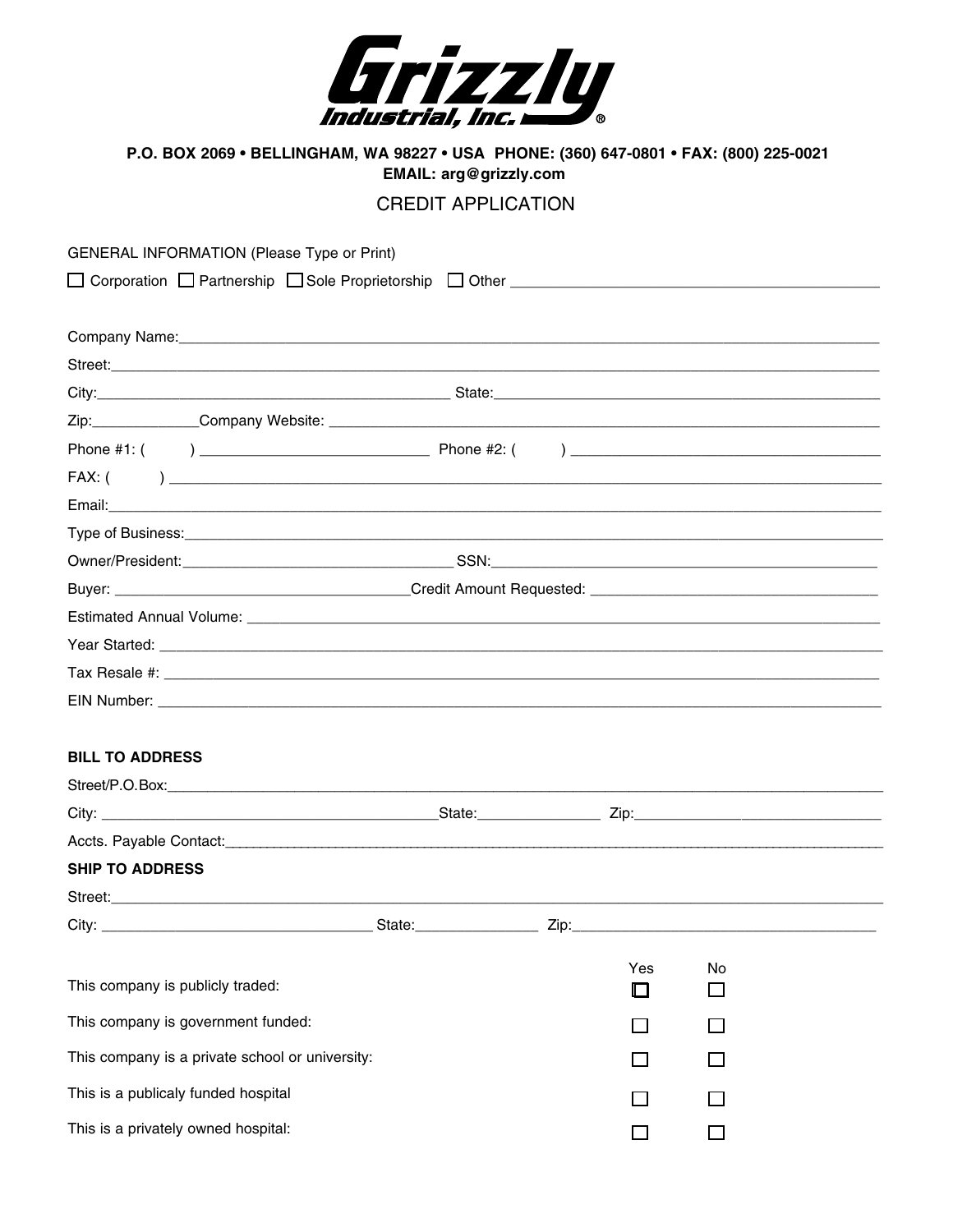# Grizzly Industrial, Inc.®

**P.O. BOX 2069 • BELLINGHAM, WA 98227 • USA PHONE: (360) 647-0801 • FAX: (800) 225-0021**
**EMAIL: arg@grizzly.com**

## CREDIT APPLICATION

GENERAL INFORMATION (Please Type or Print)

☐ Corporation ☐ Partnership ☐ Sole Proprietorship ☐ Other ______________________________

Company Name:______________________________________________________________

Street:____________________________________________________________________

City:_______________________________ State:_______________________________

Zip:__________ Company Website: __________________________________________

Phone #1: ( ) ____________________ Phone #2: ( ) ____________________

FAX: ( ) __________________________________________________________

Email:_____________________________________________________________________

Type of Business:__________________________________________________________

Owner/President:_______________________ SSN:_______________________________

Buyer: __________________________ Credit Amount Requested: __________________

Estimated Annual Volume: __________________________________________________

Year Started: _____________________________________________________________

Tax Resale #: _____________________________________________________________

EIN Number: ______________________________________________________________

**BILL TO ADDRESS**

Street/P.O.Box:____________________________________________________________

City: ____________________________ State:__________ Zip:____________________

Accts. Payable Contact:____________________________________________________

**SHIP TO ADDRESS**

Street:____________________________________________________________________

City: ________________________ State:__________ Zip:_________________________

| | Yes | No |
|---|---|---|
| This company is publicly traded: | ☐ | ☐ |
| This company is government funded: | ☐ | ☐ |
| This company is a private school or university: | ☐ | ☐ |
| This is a publicaly funded hospital | ☐ | ☐ |
| This is a privately owned hospital: | ☐ | ☐ |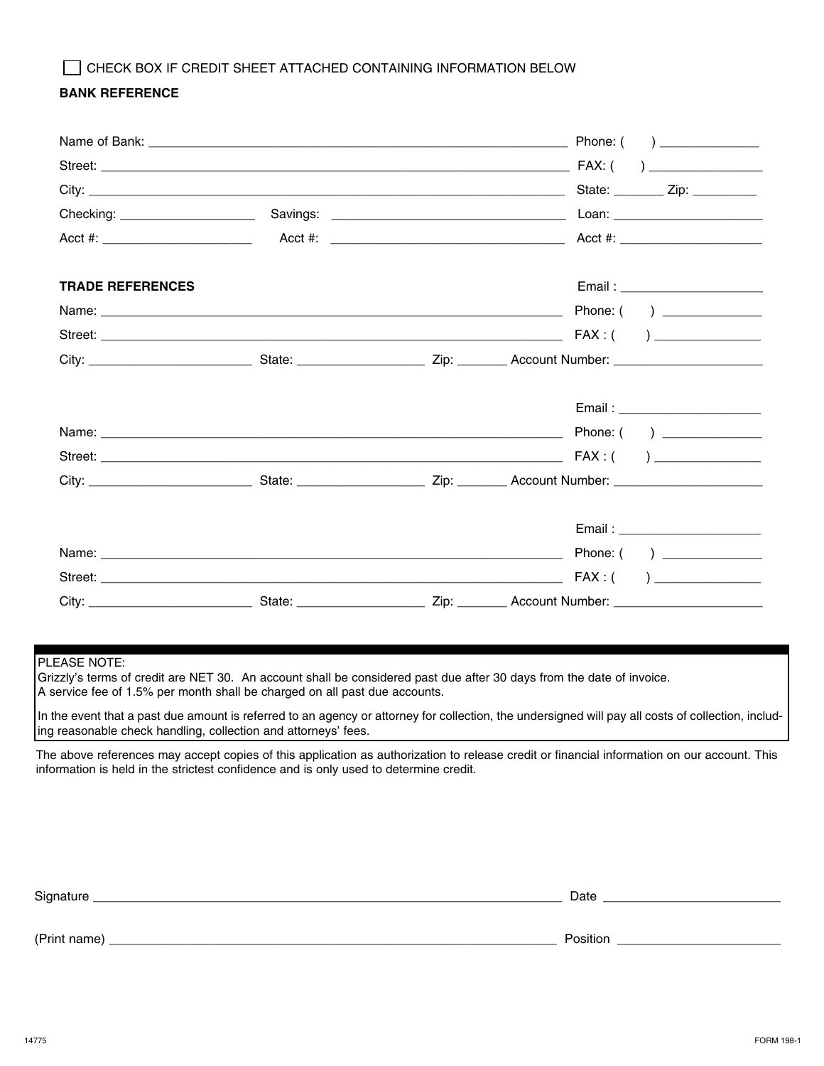☐ CHECK BOX IF CREDIT SHEET ATTACHED CONTAINING INFORMATION BELOW

**BANK REFERENCE**

Name of Bank: ______________________________ Phone: ( ) ____________

Street: ______________________________ FAX: ( ) ____________

City: ______________________________ State: ______ Zip: ________

Checking: ______________ Savings: ______________ Loan: ______________

Acct #: ______________ Acct #: ______________ Acct #: ______________

**TRADE REFERENCES**

Email : ______________

Name: ______________________________ Phone: ( ) ____________

Street: ______________________________ FAX : ( ) ____________

City: ______________ State: ______________ Zip: ______ Account Number: ______________

Email : ______________

Name: ______________________________ Phone: ( ) ____________

Street: ______________________________ FAX : ( ) ____________

City: ______________ State: ______________ Zip: ______ Account Number: ______________

Email : ______________

Name: ______________________________ Phone: ( ) ____________

Street: ______________________________ FAX : ( ) ____________

City: ______________ State: ______________ Zip: ______ Account Number: ______________

PLEASE NOTE:
Grizzly's terms of credit are NET 30. An account shall be considered past due after 30 days from the date of invoice.
A service fee of 1.5% per month shall be charged on all past due accounts.

In the event that a past due amount is referred to an agency or attorney for collection, the undersigned will pay all costs of collection, including reasonable check handling, collection and attorneys' fees.

The above references may accept copies of this application as authorization to release credit or financial information on our account. This information is held in the strictest confidence and is only used to determine credit.

Signature ______________________________ Date ______________

(Print name) ______________________________ Position ______________

14775

FORM 198-1